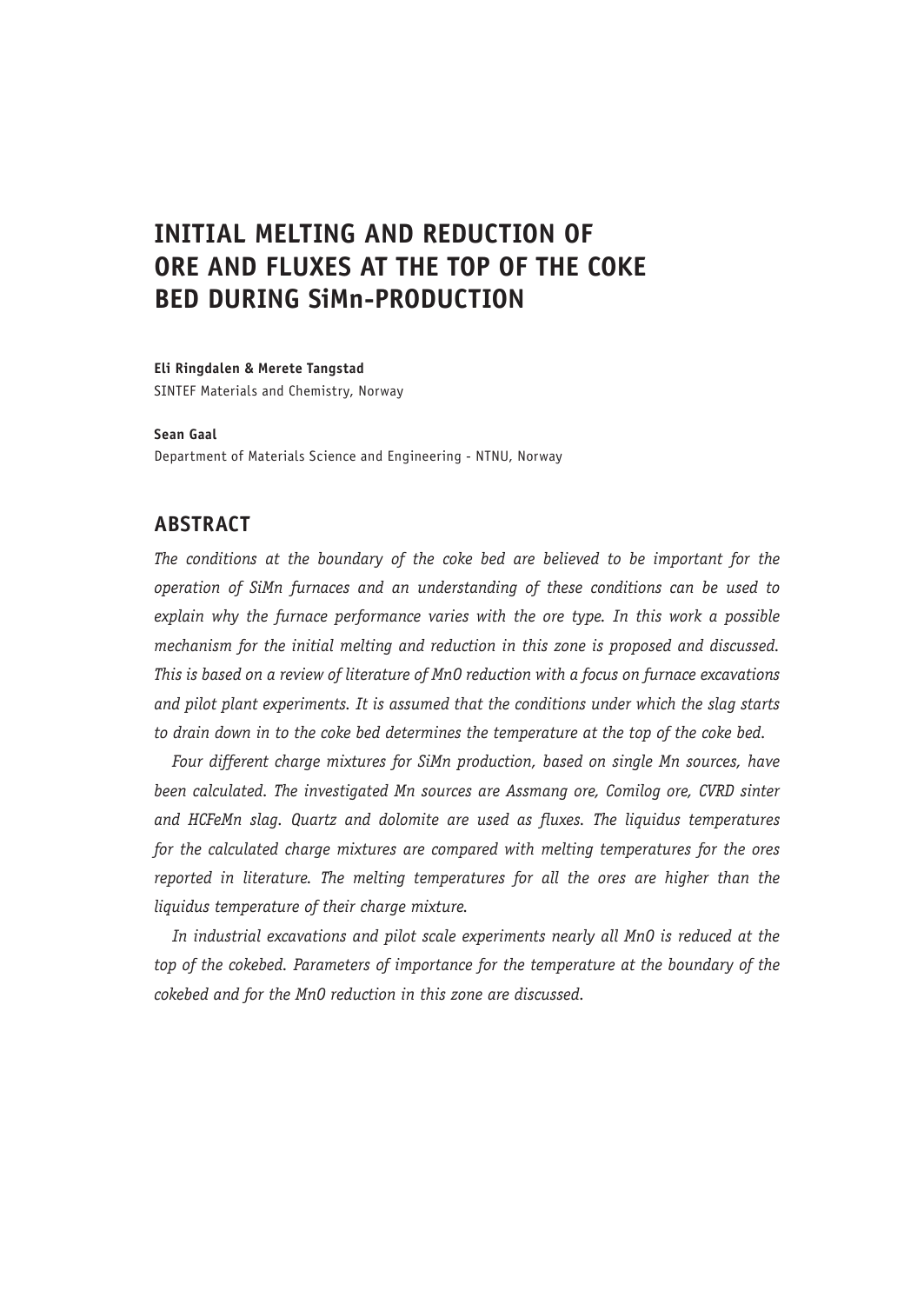# INITIAL MELTING AND REDUCTION OF ORE AND FLUXES AT THE TOP OF THE COKE BED DURING SiMn-PRODUCTION

**Eli Ringdalen & Merete Tangstad**
SINTEF Materials and Chemistry, Norway

**Sean Gaal**
Department of Materials Science and Engineering - NTNU, Norway

## ABSTRACT

*The conditions at the boundary of the coke bed are believed to be important for the operation of SiMn furnaces and an understanding of these conditions can be used to explain why the furnace performance varies with the ore type. In this work a possible mechanism for the initial melting and reduction in this zone is proposed and discussed. This is based on a review of literature of MnO reduction with a focus on furnace excavations and pilot plant experiments. It is assumed that the conditions under which the slag starts to drain down in to the coke bed determines the temperature at the top of the coke bed.*

*Four different charge mixtures for SiMn production, based on single Mn sources, have been calculated. The investigated Mn sources are Assmang ore, Comilog ore, CVRD sinter and HCFeMn slag. Quartz and dolomite are used as fluxes. The liquidus temperatures for the calculated charge mixtures are compared with melting temperatures for the ores reported in literature. The melting temperatures for all the ores are higher than the liquidus temperature of their charge mixture.*

*In industrial excavations and pilot scale experiments nearly all MnO is reduced at the top of the cokebed. Parameters of importance for the temperature at the boundary of the cokebed and for the MnO reduction in this zone are discussed.*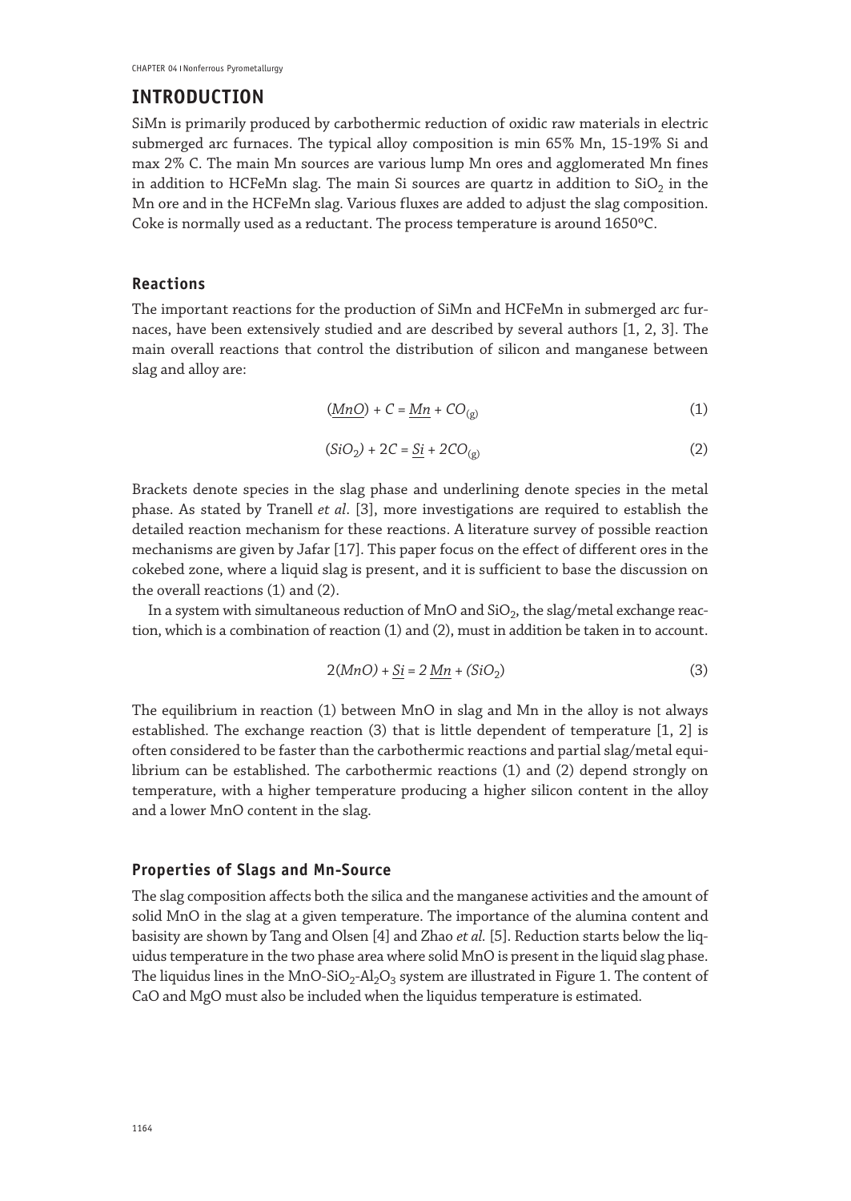## INTRODUCTION

SiMn is primarily produced by carbothermic reduction of oxidic raw materials in electric submerged arc furnaces. The typical alloy composition is min 65% Mn, 15-19% Si and max 2% C. The main Mn sources are various lump Mn ores and agglomerated Mn fines in addition to HCFeMn slag. The main Si sources are quartz in addition to $SiO_2$ in the Mn ore and in the HCFeMn slag. Various fluxes are added to adjust the slag composition. Coke is normally used as a reductant. The process temperature is around 1650ºC.

### Reactions

The important reactions for the production of SiMn and HCFeMn in submerged arc furnaces, have been extensively studied and are described by several authors [1, 2, 3]. The main overall reactions that control the distribution of silicon and manganese between slag and alloy are:

$$(\underline{MnO}) + C = \underline{Mn} + CO_{(g)} \tag{1}$$

$$(SiO_2) + 2C = \underline{Si} + 2CO_{(g)} \tag{2}$$

Brackets denote species in the slag phase and underlining denote species in the metal phase. As stated by Tranell *et al*. [3], more investigations are required to establish the detailed reaction mechanism for these reactions. A literature survey of possible reaction mechanisms are given by Jafar [17]. This paper focus on the effect of different ores in the cokebed zone, where a liquid slag is present, and it is sufficient to base the discussion on the overall reactions (1) and (2).

In a system with simultaneous reduction of MnO and $SiO_2$, the slag/metal exchange reaction, which is a combination of reaction (1) and (2), must in addition be taken in to account.

$$2(MnO) + \underline{Si} = 2\,\underline{Mn} + (SiO_2) \tag{3}$$

The equilibrium in reaction (1) between MnO in slag and Mn in the alloy is not always established. The exchange reaction (3) that is little dependent of temperature [1, 2] is often considered to be faster than the carbothermic reactions and partial slag/metal equilibrium can be established. The carbothermic reactions (1) and (2) depend strongly on temperature, with a higher temperature producing a higher silicon content in the alloy and a lower MnO content in the slag.

### Properties of Slags and Mn-Source

The slag composition affects both the silica and the manganese activities and the amount of solid MnO in the slag at a given temperature. The importance of the alumina content and basisity are shown by Tang and Olsen [4] and Zhao *et al.* [5]. Reduction starts below the liquidus temperature in the two phase area where solid MnO is present in the liquid slag phase. The liquidus lines in the $MnO$-$SiO_2$-$Al_2O_3$ system are illustrated in Figure 1. The content of CaO and MgO must also be included when the liquidus temperature is estimated.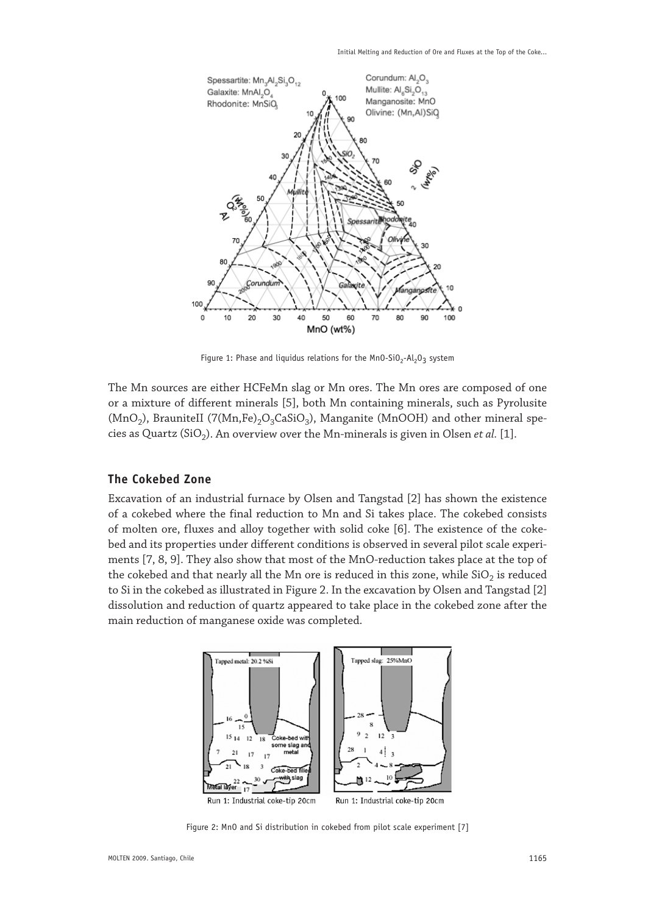Figure 1: Phase and liquidus relations for the $MnO$-$SiO_2$-$Al_2O_3$ system

The Mn sources are either HCFeMn slag or Mn ores. The Mn ores are composed of one or a mixture of different minerals [5], both Mn containing minerals, such as Pyrolusite ($MnO_2$), BrauniteII ($7(Mn,Fe)_2O_3CaSiO_3$), Manganite (MnOOH) and other mineral species as Quartz ($SiO_2$). An overview over the Mn-minerals is given in Olsen *et al.* [1].

## The Cokebed Zone

Excavation of an industrial furnace by Olsen and Tangstad [2] has shown the existence of a cokebed where the final reduction to Mn and Si takes place. The cokebed consists of molten ore, fluxes and alloy together with solid coke [6]. The existence of the cokebed and its properties under different conditions is observed in several pilot scale experiments [7, 8, 9]. They also show that most of the MnO-reduction takes place at the top of the cokebed and that nearly all the Mn ore is reduced in this zone, while $SiO_2$ is reduced to Si in the cokebed as illustrated in Figure 2. In the excavation by Olsen and Tangstad [2] dissolution and reduction of quartz appeared to take place in the cokebed zone after the main reduction of manganese oxide was completed.

Figure 2: MnO and Si distribution in cokebed from pilot scale experiment [7]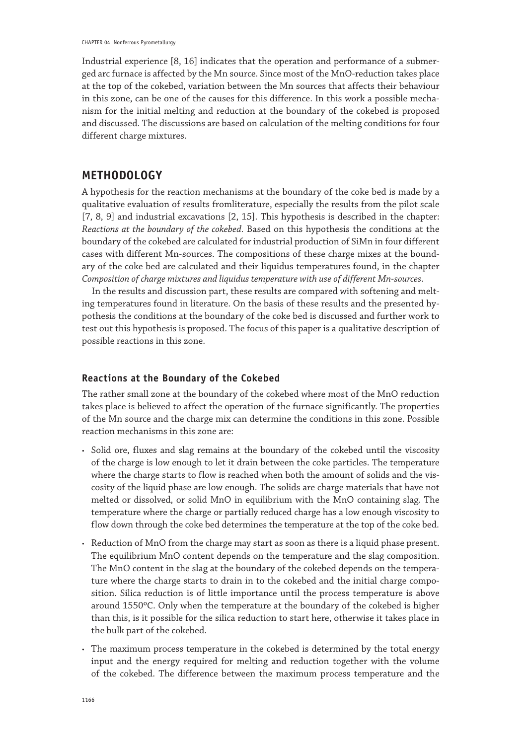Industrial experience [8, 16] indicates that the operation and performance of a submerged arc furnace is affected by the Mn source. Since most of the MnO-reduction takes place at the top of the cokebed, variation between the Mn sources that affects their behaviour in this zone, can be one of the causes for this difference. In this work a possible mechanism for the initial melting and reduction at the boundary of the cokebed is proposed and discussed. The discussions are based on calculation of the melting conditions for four different charge mixtures.

## METHODOLOGY

A hypothesis for the reaction mechanisms at the boundary of the coke bed is made by a qualitative evaluation of results fromliterature, especially the results from the pilot scale [7, 8, 9] and industrial excavations [2, 15]. This hypothesis is described in the chapter: *Reactions at the boundary of the cokebed*. Based on this hypothesis the conditions at the boundary of the cokebed are calculated for industrial production of SiMn in four different cases with different Mn-sources. The compositions of these charge mixes at the boundary of the coke bed are calculated and their liquidus temperatures found, in the chapter *Composition of charge mixtures and liquidus temperature with use of different Mn-sources*.

In the results and discussion part, these results are compared with softening and melting temperatures found in literature. On the basis of these results and the presented hypothesis the conditions at the boundary of the coke bed is discussed and further work to test out this hypothesis is proposed. The focus of this paper is a qualitative description of possible reactions in this zone.

### Reactions at the Boundary of the Cokebed

The rather small zone at the boundary of the cokebed where most of the MnO reduction takes place is believed to affect the operation of the furnace significantly. The properties of the Mn source and the charge mix can determine the conditions in this zone. Possible reaction mechanisms in this zone are:

- Solid ore, fluxes and slag remains at the boundary of the cokebed until the viscosity of the charge is low enough to let it drain between the coke particles. The temperature where the charge starts to flow is reached when both the amount of solids and the viscosity of the liquid phase are low enough. The solids are charge materials that have not melted or dissolved, or solid MnO in equilibrium with the MnO containing slag. The temperature where the charge or partially reduced charge has a low enough viscosity to flow down through the coke bed determines the temperature at the top of the coke bed.
- Reduction of MnO from the charge may start as soon as there is a liquid phase present. The equilibrium MnO content depends on the temperature and the slag composition. The MnO content in the slag at the boundary of the cokebed depends on the temperature where the charge starts to drain in to the cokebed and the initial charge composition. Silica reduction is of little importance until the process temperature is above around 1550ºC. Only when the temperature at the boundary of the cokebed is higher than this, is it possible for the silica reduction to start here, otherwise it takes place in the bulk part of the cokebed.
- The maximum process temperature in the cokebed is determined by the total energy input and the energy required for melting and reduction together with the volume of the cokebed. The difference between the maximum process temperature and the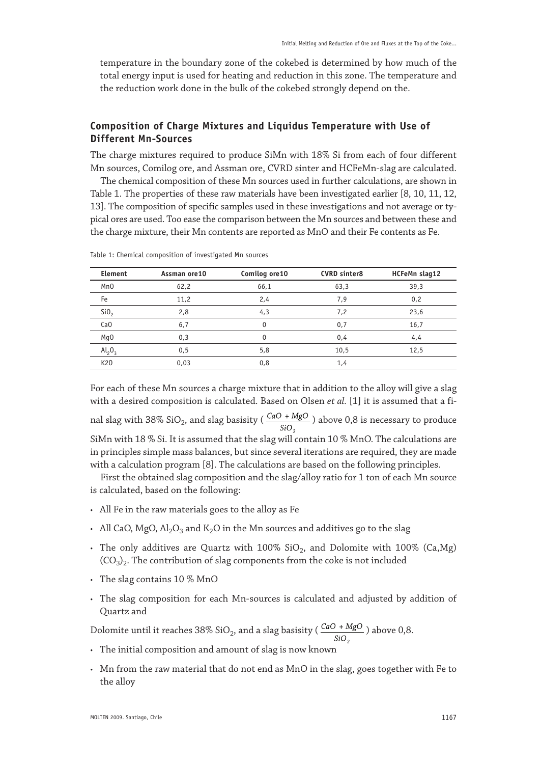temperature in the boundary zone of the cokebed is determined by how much of the total energy input is used for heating and reduction in this zone. The temperature and the reduction work done in the bulk of the cokebed strongly depend on the.

## Composition of Charge Mixtures and Liquidus Temperature with Use of Different Mn-Sources

The charge mixtures required to produce SiMn with 18% Si from each of four different Mn sources, Comilog ore, and Assman ore, CVRD sinter and HCFeMn-slag are calculated.

The chemical composition of these Mn sources used in further calculations, are shown in Table 1. The properties of these raw materials have been investigated earlier [8, 10, 11, 12, 13]. The composition of specific samples used in these investigations and not average or typical ores are used. Too ease the comparison between the Mn sources and between these and the charge mixture, their Mn contents are reported as MnO and their Fe contents as Fe.

Table 1: Chemical composition of investigated Mn sources

| Element | Assman ore10 | Comilog ore10 | CVRD sinter8 | HCFeMn slag12 |
|---|---|---|---|---|
| MnO | 62,2 | 66,1 | 63,3 | 39,3 |
| Fe | 11,2 | 2,4 | 7,9 | 0,2 |
| $SiO_2$ | 2,8 | 4,3 | 7,2 | 23,6 |
| CaO | 6,7 | 0 | 0,7 | 16,7 |
| MgO | 0,3 | 0 | 0,4 | 4,4 |
| $Al_2O_3$ | 0,5 | 5,8 | 10,5 | 12,5 |
| K20 | 0,03 | 0,8 | 1,4 | |

For each of these Mn sources a charge mixture that in addition to the alloy will give a slag with a desired composition is calculated. Based on Olsen *et al.* [1] it is assumed that a final slag with 38% $SiO_2$, and slag basisity ( $\frac{CaO + MgO}{SiO_2}$ ) above 0,8 is necessary to produce SiMn with 18 % Si. It is assumed that the slag will contain 10 % MnO. The calculations are in principles simple mass balances, but since several iterations are required, they are made with a calculation program [8]. The calculations are based on the following principles.

First the obtained slag composition and the slag/alloy ratio for 1 ton of each Mn source is calculated, based on the following:

- All Fe in the raw materials goes to the alloy as Fe
- All CaO, MgO, $Al_2O_3$ and $K_2O$ in the Mn sources and additives go to the slag
- The only additives are Quartz with 100% $SiO_2$, and Dolomite with 100% (Ca,Mg) $(CO_3)_2$. The contribution of slag components from the coke is not included
- The slag contains 10 % MnO
- The slag composition for each Mn-sources is calculated and adjusted by addition of Quartz and

Dolomite until it reaches 38% $SiO_2$, and a slag basisity ( $\frac{CaO + MgO}{SiO_2}$ ) above 0,8.

- The initial composition and amount of slag is now known
- Mn from the raw material that do not end as MnO in the slag, goes together with Fe to the alloy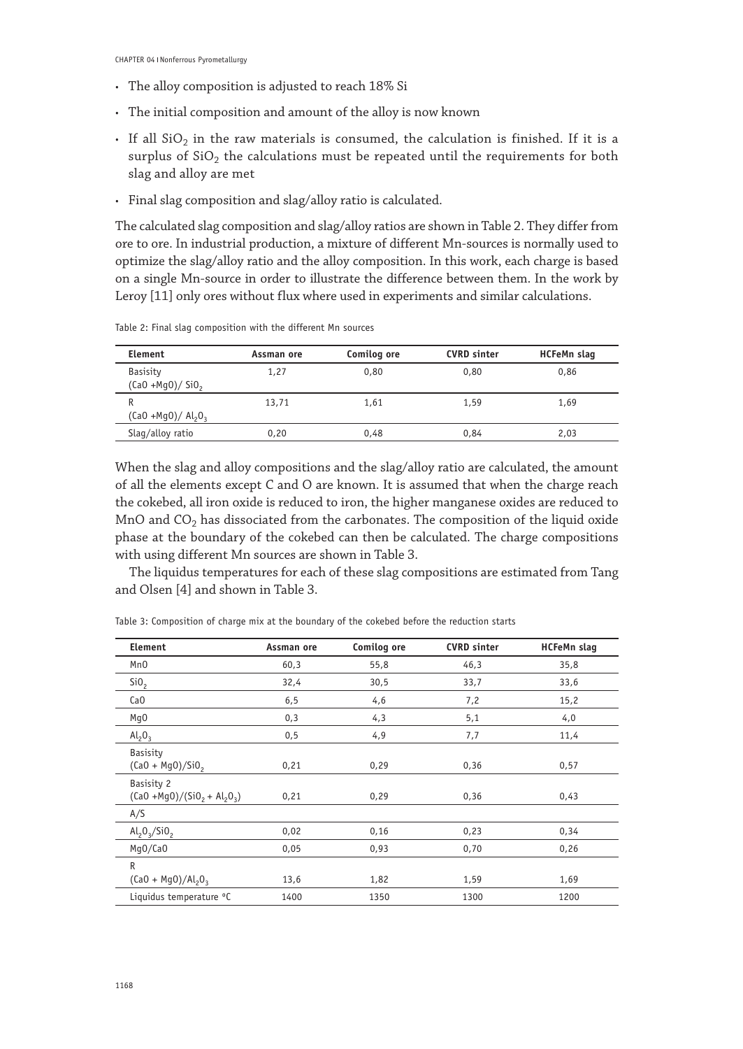- The alloy composition is adjusted to reach 18% Si
- The initial composition and amount of the alloy is now known
- If all $SiO_2$ in the raw materials is consumed, the calculation is finished. If it is a surplus of $SiO_2$ the calculations must be repeated until the requirements for both slag and alloy are met
- Final slag composition and slag/alloy ratio is calculated.

The calculated slag composition and slag/alloy ratios are shown in Table 2. They differ from ore to ore. In industrial production, a mixture of different Mn-sources is normally used to optimize the slag/alloy ratio and the alloy composition. In this work, each charge is based on a single Mn-source in order to illustrate the difference between them. In the work by Leroy [11] only ores without flux where used in experiments and similar calculations.

Table 2: Final slag composition with the different Mn sources

| Element | Assman ore | Comilog ore | CVRD sinter | HCFeMn slag |
|---|---|---|---|---|
| Basisity $(CaO + MgO)/SiO_2$ | 1,27 | 0,80 | 0,80 | 0,86 |
| R $(CaO + MgO)/Al_2O_3$ | 13,71 | 1,61 | 1,59 | 1,69 |
| Slag/alloy ratio | 0,20 | 0,48 | 0,84 | 2,03 |

When the slag and alloy compositions and the slag/alloy ratio are calculated, the amount of all the elements except C and O are known. It is assumed that when the charge reach the cokebed, all iron oxide is reduced to iron, the higher manganese oxides are reduced to MnO and $CO_2$ has dissociated from the carbonates. The composition of the liquid oxide phase at the boundary of the cokebed can then be calculated. The charge compositions with using different Mn sources are shown in Table 3.

The liquidus temperatures for each of these slag compositions are estimated from Tang and Olsen [4] and shown in Table 3.

Table 3: Composition of charge mix at the boundary of the cokebed before the reduction starts

| Element | Assman ore | Comilog ore | CVRD sinter | HCFeMn slag |
|---|---|---|---|---|
| MnO | 60,3 | 55,8 | 46,3 | 35,8 |
| $SiO_2$ | 32,4 | 30,5 | 33,7 | 33,6 |
| CaO | 6,5 | 4,6 | 7,2 | 15,2 |
| MgO | 0,3 | 4,3 | 5,1 | 4,0 |
| $Al_2O_3$ | 0,5 | 4,9 | 7,7 | 11,4 |
| Basisity $(CaO + MgO)/SiO_2$ | 0,21 | 0,29 | 0,36 | 0,57 |
| Basisity 2 $(CaO + MgO)/(SiO_2 + Al_2O_3)$ | 0,21 | 0,29 | 0,36 | 0,43 |
| A/S | | | | |
| $Al_2O_3/SiO_2$ | 0,02 | 0,16 | 0,23 | 0,34 |
| MgO/CaO | 0,05 | 0,93 | 0,70 | 0,26 |
| R $(CaO + MgO)/Al_2O_3$ | 13,6 | 1,82 | 1,59 | 1,69 |
| Liquidus temperature °C | 1400 | 1350 | 1300 | 1200 |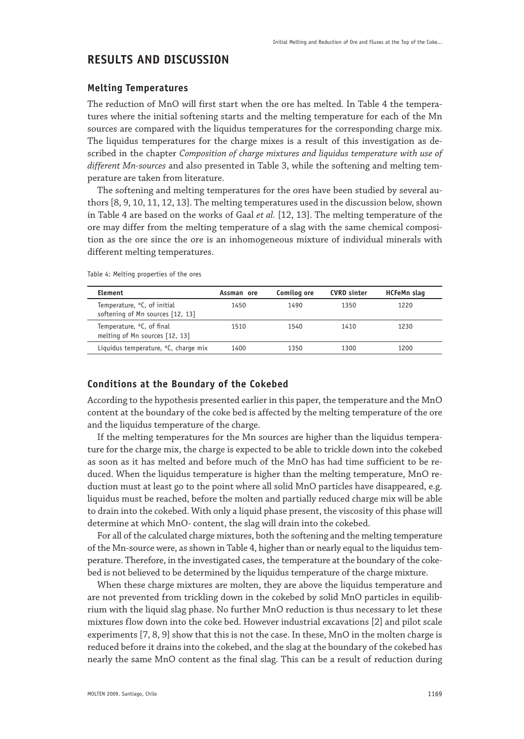# RESULTS AND DISCUSSION

## Melting Temperatures

The reduction of MnO will first start when the ore has melted. In Table 4 the temperatures where the initial softening starts and the melting temperature for each of the Mn sources are compared with the liquidus temperatures for the corresponding charge mix. The liquidus temperatures for the charge mixes is a result of this investigation as described in the chapter *Composition of charge mixtures and liquidus temperature with use of different Mn-sources* and also presented in Table 3, while the softening and melting temperature are taken from literature.

The softening and melting temperatures for the ores have been studied by several authors [8, 9, 10, 11, 12, 13]. The melting temperatures used in the discussion below, shown in Table 4 are based on the works of Gaal *et al.* [12, 13]. The melting temperature of the ore may differ from the melting temperature of a slag with the same chemical composition as the ore since the ore is an inhomogeneous mixture of individual minerals with different melting temperatures.

Table 4: Melting properties of the ores

| Element | Assman ore | Comilog ore | CVRD sinter | HCFeMn slag |
|---|---|---|---|---|
| Temperature, °C, of initial softening of Mn sources [12, 13] | 1450 | 1490 | 1350 | 1220 |
| Temperature, °C, of final melting of Mn sources [12, 13] | 1510 | 1540 | 1410 | 1230 |
| Liquidus temperature, °C, charge mix | 1400 | 1350 | 1300 | 1200 |

## Conditions at the Boundary of the Cokebed

According to the hypothesis presented earlier in this paper, the temperature and the MnO content at the boundary of the coke bed is affected by the melting temperature of the ore and the liquidus temperature of the charge.

If the melting temperatures for the Mn sources are higher than the liquidus temperature for the charge mix, the charge is expected to be able to trickle down into the cokebed as soon as it has melted and before much of the MnO has had time sufficient to be reduced. When the liquidus temperature is higher than the melting temperature, MnO reduction must at least go to the point where all solid MnO particles have disappeared, e.g. liquidus must be reached, before the molten and partially reduced charge mix will be able to drain into the cokebed. With only a liquid phase present, the viscosity of this phase will determine at which MnO- content, the slag will drain into the cokebed.

For all of the calculated charge mixtures, both the softening and the melting temperature of the Mn-source were, as shown in Table 4, higher than or nearly equal to the liquidus temperature. Therefore, in the investigated cases, the temperature at the boundary of the cokebed is not believed to be determined by the liquidus temperature of the charge mixture.

When these charge mixtures are molten, they are above the liquidus temperature and are not prevented from trickling down in the cokebed by solid MnO particles in equilibrium with the liquid slag phase. No further MnO reduction is thus necessary to let these mixtures flow down into the coke bed. However industrial excavations [2] and pilot scale experiments [7, 8, 9] show that this is not the case. In these, MnO in the molten charge is reduced before it drains into the cokebed, and the slag at the boundary of the cokebed has nearly the same MnO content as the final slag. This can be a result of reduction during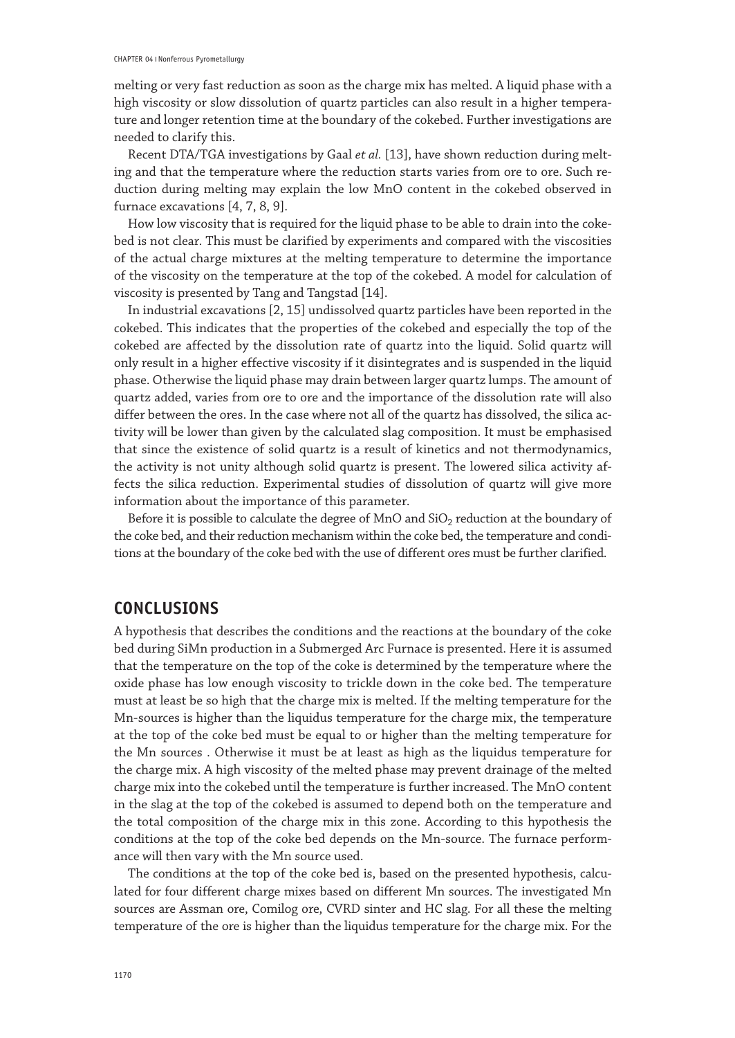melting or very fast reduction as soon as the charge mix has melted. A liquid phase with a high viscosity or slow dissolution of quartz particles can also result in a higher temperature and longer retention time at the boundary of the cokebed. Further investigations are needed to clarify this.

Recent DTA/TGA investigations by Gaal *et al.* [13], have shown reduction during melting and that the temperature where the reduction starts varies from ore to ore. Such reduction during melting may explain the low MnO content in the cokebed observed in furnace excavations [4, 7, 8, 9].

How low viscosity that is required for the liquid phase to be able to drain into the cokebed is not clear. This must be clarified by experiments and compared with the viscosities of the actual charge mixtures at the melting temperature to determine the importance of the viscosity on the temperature at the top of the cokebed. A model for calculation of viscosity is presented by Tang and Tangstad [14].

In industrial excavations [2, 15] undissolved quartz particles have been reported in the cokebed. This indicates that the properties of the cokebed and especially the top of the cokebed are affected by the dissolution rate of quartz into the liquid. Solid quartz will only result in a higher effective viscosity if it disintegrates and is suspended in the liquid phase. Otherwise the liquid phase may drain between larger quartz lumps. The amount of quartz added, varies from ore to ore and the importance of the dissolution rate will also differ between the ores. In the case where not all of the quartz has dissolved, the silica activity will be lower than given by the calculated slag composition. It must be emphasised that since the existence of solid quartz is a result of kinetics and not thermodynamics, the activity is not unity although solid quartz is present. The lowered silica activity affects the silica reduction. Experimental studies of dissolution of quartz will give more information about the importance of this parameter.

Before it is possible to calculate the degree of MnO and $SiO_2$ reduction at the boundary of the coke bed, and their reduction mechanism within the coke bed, the temperature and conditions at the boundary of the coke bed with the use of different ores must be further clarified.

## CONCLUSIONS

A hypothesis that describes the conditions and the reactions at the boundary of the coke bed during SiMn production in a Submerged Arc Furnace is presented. Here it is assumed that the temperature on the top of the coke is determined by the temperature where the oxide phase has low enough viscosity to trickle down in the coke bed. The temperature must at least be so high that the charge mix is melted. If the melting temperature for the Mn-sources is higher than the liquidus temperature for the charge mix, the temperature at the top of the coke bed must be equal to or higher than the melting temperature for the Mn sources . Otherwise it must be at least as high as the liquidus temperature for the charge mix. A high viscosity of the melted phase may prevent drainage of the melted charge mix into the cokebed until the temperature is further increased. The MnO content in the slag at the top of the cokebed is assumed to depend both on the temperature and the total composition of the charge mix in this zone. According to this hypothesis the conditions at the top of the coke bed depends on the Mn-source. The furnace performance will then vary with the Mn source used.

The conditions at the top of the coke bed is, based on the presented hypothesis, calculated for four different charge mixes based on different Mn sources. The investigated Mn sources are Assman ore, Comilog ore, CVRD sinter and HC slag. For all these the melting temperature of the ore is higher than the liquidus for the charge mix. For the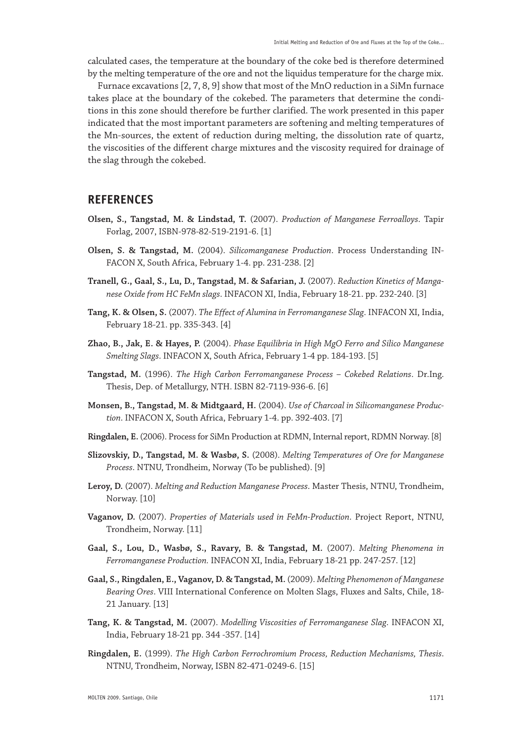calculated cases, the temperature at the boundary of the coke bed is therefore determined by the melting temperature of the ore and not the liquidus temperature for the charge mix.

Furnace excavations [2, 7, 8, 9] show that most of the MnO reduction in a SiMn furnace takes place at the boundary of the cokebed. The parameters that determine the conditions in this zone should therefore be further clarified. The work presented in this paper indicated that the most important parameters are softening and melting temperatures of the Mn-sources, the extent of reduction during melting, the dissolution rate of quartz, the viscosities of the different charge mixtures and the viscosity required for drainage of the slag through the cokebed.

## REFERENCES

**Olsen, S., Tangstad, M. & Lindstad, T.** (2007). *Production of Manganese Ferroalloys*. Tapir Forlag, 2007, ISBN-978-82-519-2191-6. [1]

**Olsen, S. & Tangstad, M.** (2004). *Silicomanganese Production*. Process Understanding INFACON X, South Africa, February 1-4. pp. 231-238. [2]

**Tranell, G., Gaal, S., Lu, D., Tangstad, M. & Safarian, J.** (2007). *Reduction Kinetics of Manganese Oxide from HC FeMn slags*. INFACON XI, India, February 18-21. pp. 232-240. [3]

**Tang, K. & Olsen, S.** (2007). *The Effect of Alumina in Ferromanganese Slag*. INFACON XI, India, February 18-21. pp. 335-343. [4]

**Zhao, B., Jak, E. & Hayes, P.** (2004). *Phase Equilibria in High MgO Ferro and Silico Manganese Smelting Slags*. INFACON X, South Africa, February 1-4 pp. 184-193. [5]

**Tangstad, M.** (1996). *The High Carbon Ferromanganese Process – Cokebed Relations*. Dr.Ing. Thesis, Dep. of Metallurgy, NTH. ISBN 82-7119-936-6. [6]

**Monsen, B., Tangstad, M. & Midtgaard, H.** (2004). *Use of Charcoal in Silicomanganese Production*. INFACON X, South Africa, February 1-4. pp. 392-403. [7]

**Ringdalen, E.** (2006). Process for SiMn Production at RDMN, Internal report, RDMN Norway. [8]

**Slizovskiy, D., Tangstad, M. & Wasbø, S.** (2008). *Melting Temperatures of Ore for Manganese Process*. NTNU, Trondheim, Norway (To be published). [9]

**Leroy, D.** (2007). *Melting and Reduction Manganese Process*. Master Thesis, NTNU, Trondheim, Norway. [10]

**Vaganov, D.** (2007). *Properties of Materials used in FeMn-Production*. Project Report, NTNU, Trondheim, Norway. [11]

**Gaal, S., Lou, D., Wasbø, S., Ravary, B. & Tangstad, M.** (2007). *Melting Phenomena in Ferromanganese Production.* INFACON XI, India, February 18-21 pp. 247-257. [12]

**Gaal, S., Ringdalen, E., Vaganov, D. & Tangstad, M.** (2009). *Melting Phenomenon of Manganese Bearing Ores*. VIII International Conference on Molten Slags, Fluxes and Salts, Chile, 18-21 January. [13]

**Tang, K. & Tangstad, M.** (2007). *Modelling Viscosities of Ferromanganese Slag*. INFACON XI, India, February 18-21 pp. 344 -357. [14]

**Ringdalen, E.** (1999). *The High Carbon Ferrochromium Process, Reduction Mechanisms, Thesis*. NTNU, Trondheim, Norway, ISBN 82-471-0249-6. [15]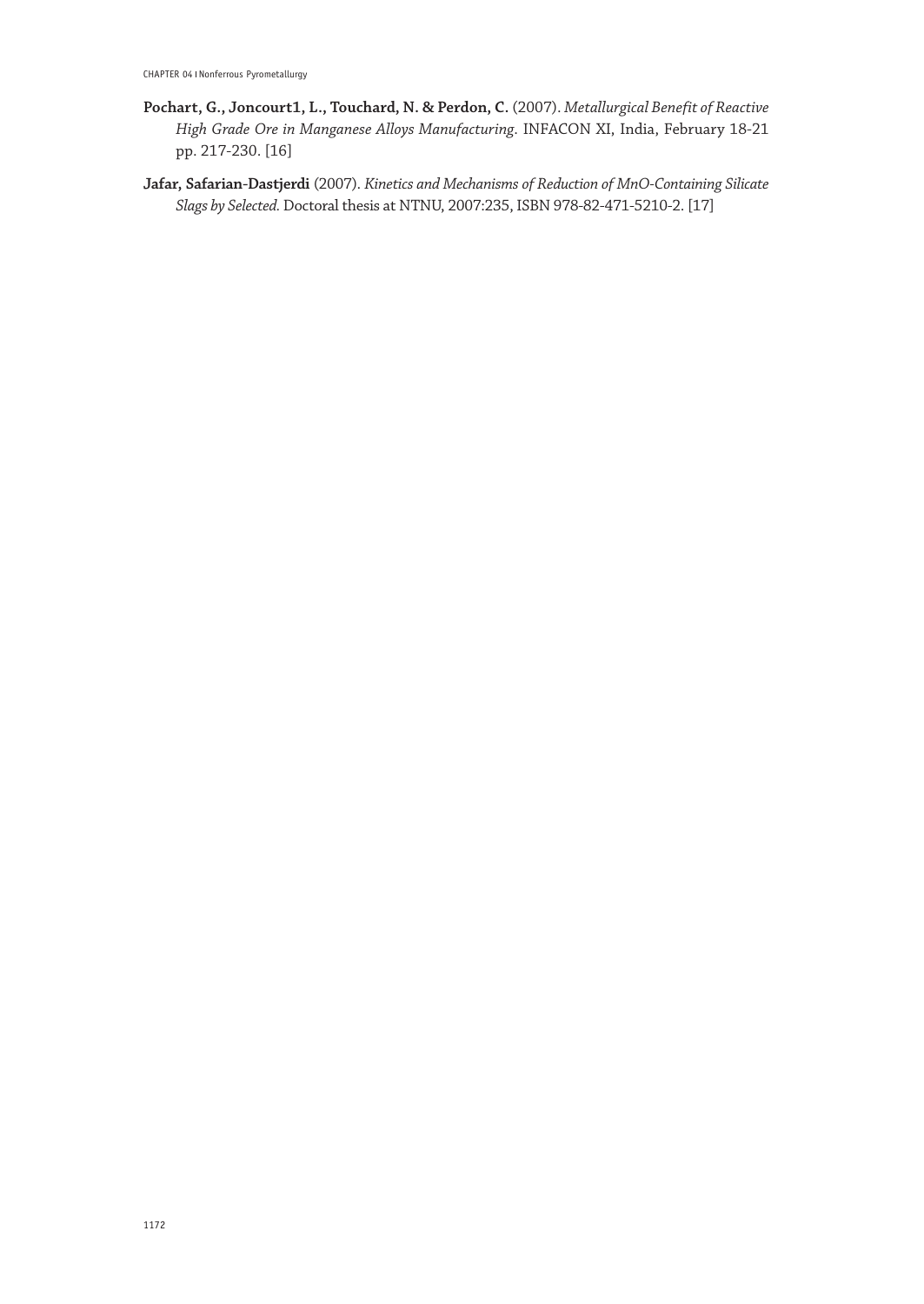**Pochart, G., Joncourt1, L., Touchard, N. & Perdon, C.** (2007). *Metallurgical Benefit of Reactive High Grade Ore in Manganese Alloys Manufacturing*. INFACON XI, India, February 18-21 pp. 217-230. [16]

**Jafar, Safarian-Dastjerdi** (2007). *Kinetics and Mechanisms of Reduction of MnO-Containing Silicate Slags by Selected.* Doctoral thesis at NTNU, 2007:235, ISBN 978-82-471-5210-2. [17]